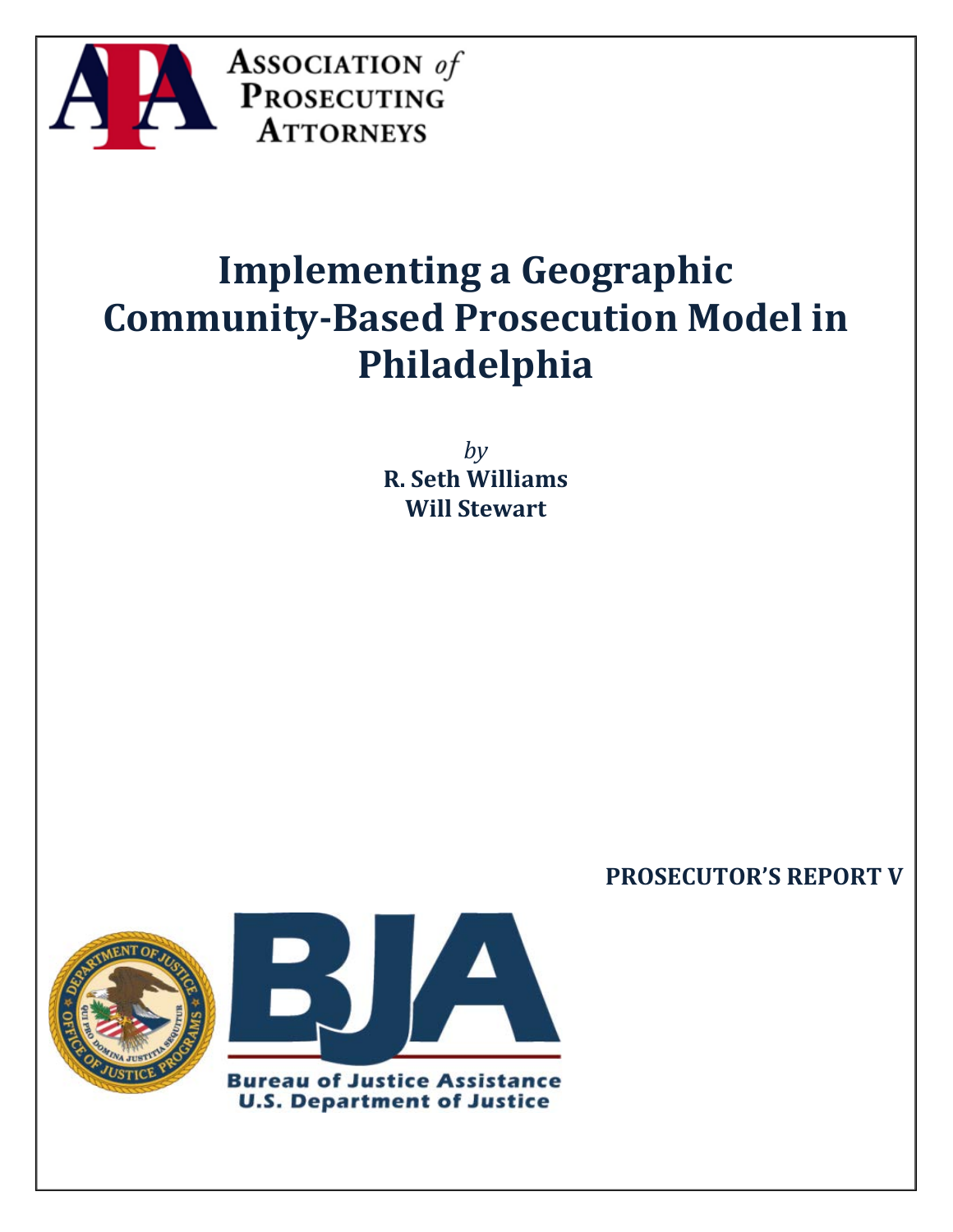Association of Prosecuting Attorneys

# Implementing a Geographic Community-Based Prosecution Model in Philadelphia

*by*

**R. Seth Williams**
**Will Stewart**

**PROSECUTOR'S REPORT V**

Bureau of Justice Assistance
U.S. Department of Justice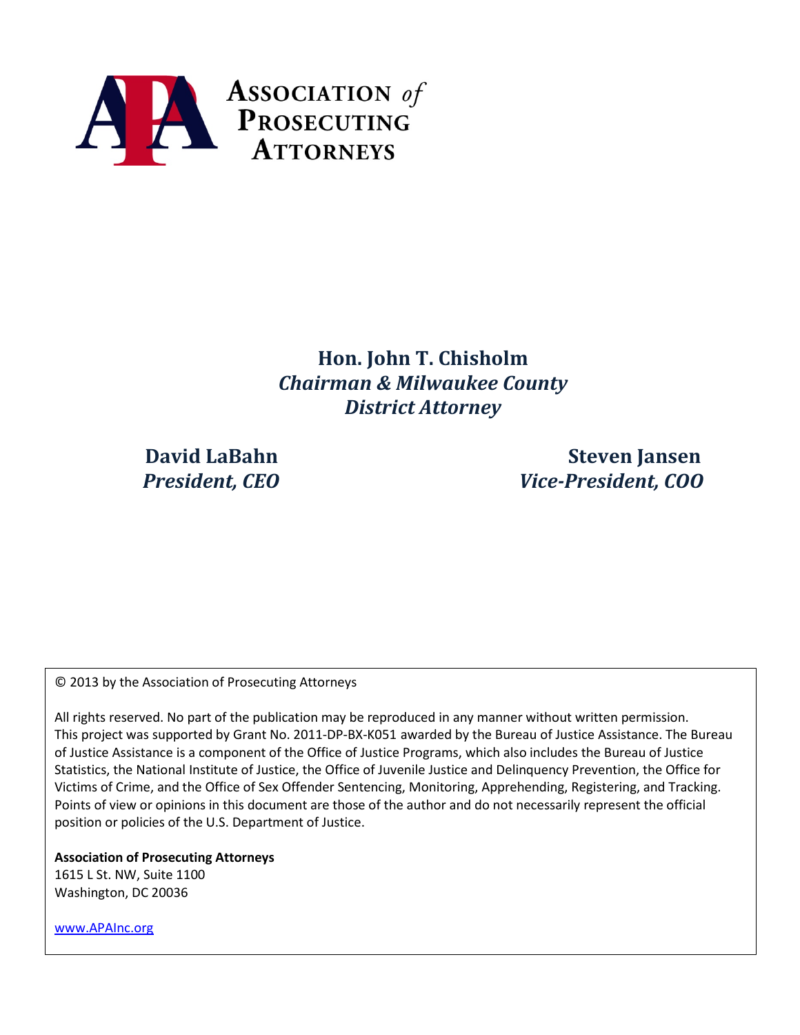**Association of Prosecuting Attorneys**

**Hon. John T. Chisholm**
***Chairman & Milwaukee County District Attorney***

**David LaBahn**
***President, CEO***

**Steven Jansen**
***Vice-President, COO***

© 2013 by the Association of Prosecuting Attorneys

All rights reserved. No part of the publication may be reproduced in any manner without written permission. This project was supported by Grant No. 2011-DP-BX-K051 awarded by the Bureau of Justice Assistance. The Bureau of Justice Assistance is a component of the Office of Justice Programs, which also includes the Bureau of Justice Statistics, the National Institute of Justice, the Office of Juvenile Justice and Delinquency Prevention, the Office for Victims of Crime, and the Office of Sex Offender Sentencing, Monitoring, Apprehending, Registering, and Tracking. Points of view or opinions in this document are those of the author and do not necessarily represent the official position or policies of the U.S. Department of Justice.

**Association of Prosecuting Attorneys**
1615 L St. NW, Suite 1100
Washington, DC 20036

www.APAInc.org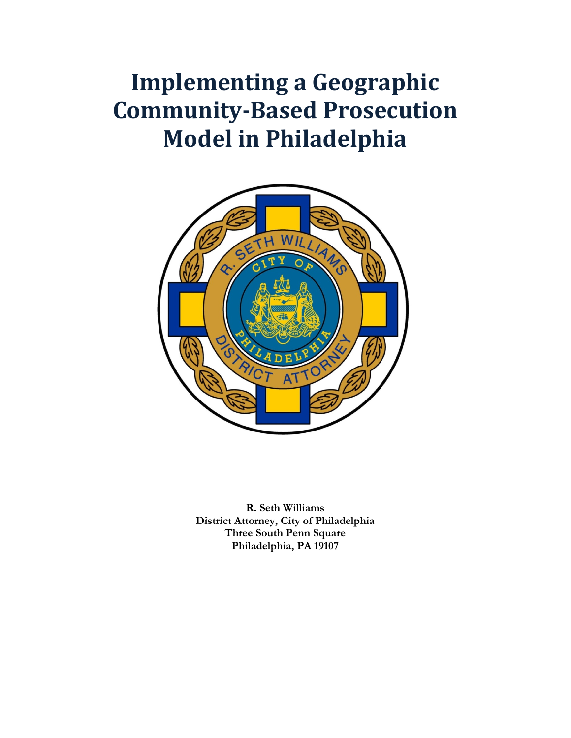# Implementing a Geographic Community-Based Prosecution Model in Philadelphia

**R. Seth Williams**
**District Attorney, City of Philadelphia**
**Three South Penn Square**
**Philadelphia, PA 19107**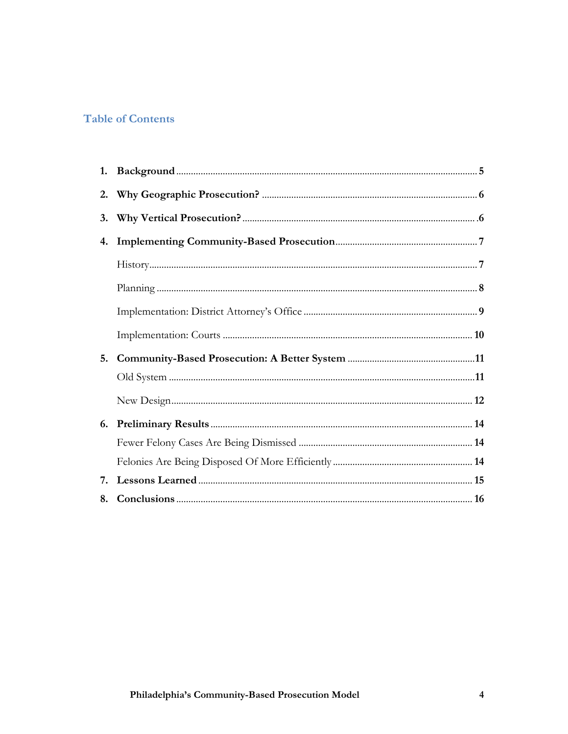## Table of Contents

1. **Background** ........................................................................ 5
2. **Why Geographic Prosecution?** .................................................... 6
3. **Why Vertical Prosecution?** ....................................................... 6
4. **Implementing Community-Based Prosecution** .................................. 7

   History ....................................................................................... 7

   Planning ..................................................................................... 8

   Implementation: District Attorney's Office ........................................... 9

   Implementation: Courts ................................................................ 10

5. **Community-Based Prosecution: A Better System** ............................ 11

   Old System .................................................................................. 11

   New Design ................................................................................. 12

6. **Preliminary Results** .................................................................. 14

   Fewer Felony Cases Are Being Dismissed ........................................... 14

   Felonies Are Being Disposed Of More Efficiently ................................... 14

7. **Lessons Learned** ..................................................................... 15
8. **Conclusions** ............................................................................ 16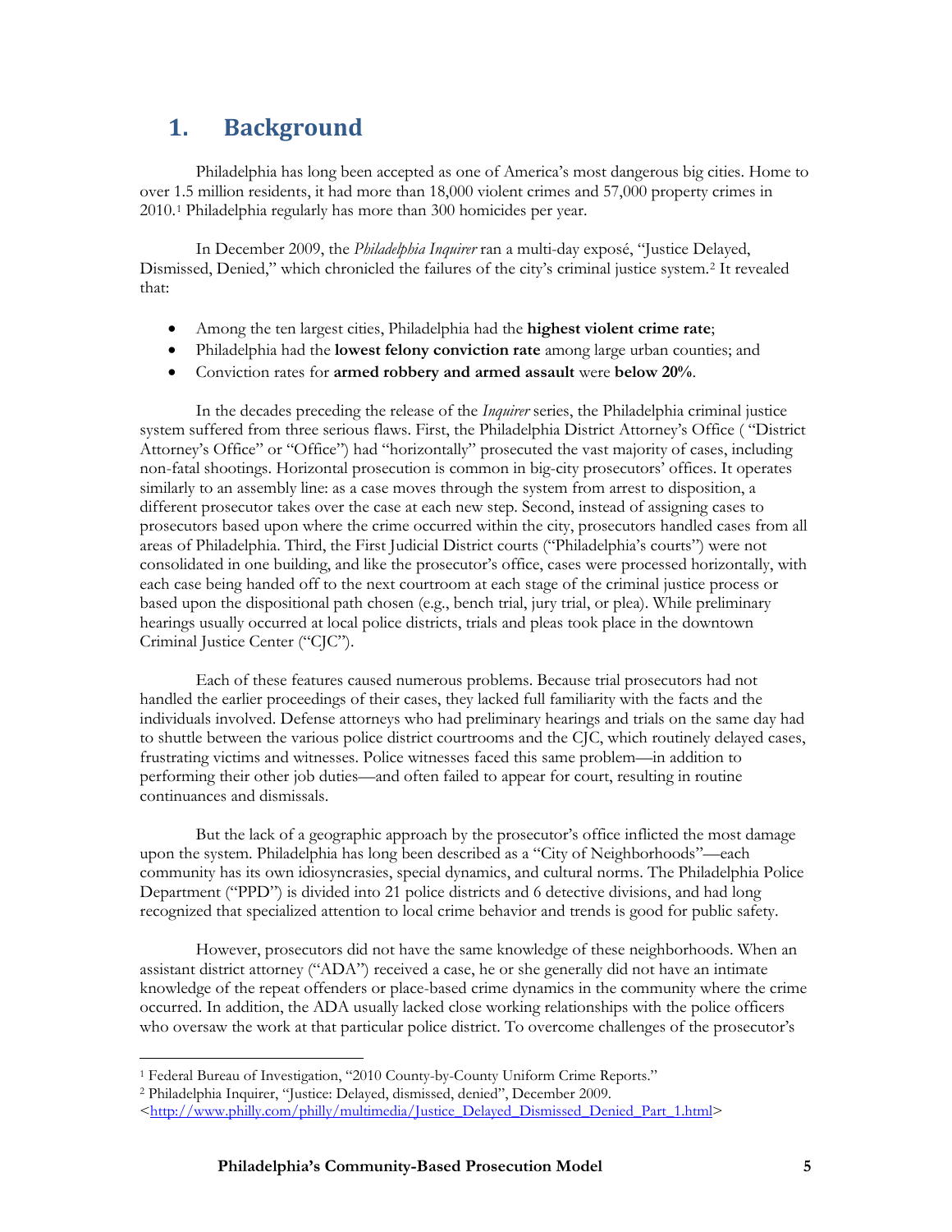## 1. Background

Philadelphia has long been accepted as one of America's most dangerous big cities. Home to over 1.5 million residents, it had more than 18,000 violent crimes and 57,000 property crimes in 2010.[1] Philadelphia regularly has more than 300 homicides per year.

In December 2009, the *Philadelphia Inquirer* ran a multi-day exposé, "Justice Delayed, Dismissed, Denied," which chronicled the failures of the city's criminal justice system.[2] It revealed that:

- Among the ten largest cities, Philadelphia had the **highest violent crime rate**;
- Philadelphia had the **lowest felony conviction rate** among large urban counties; and
- Conviction rates for **armed robbery and armed assault** were **below 20%**.

In the decades preceding the release of the *Inquirer* series, the Philadelphia criminal justice system suffered from three serious flaws. First, the Philadelphia District Attorney's Office ( "District Attorney's Office" or "Office") had "horizontally" prosecuted the vast majority of cases, including non-fatal shootings. Horizontal prosecution is common in big-city prosecutors' offices. It operates similarly to an assembly line: as a case moves through the system from arrest to disposition, a different prosecutor takes over the case at each new step. Second, instead of assigning cases to prosecutors based upon where the crime occurred within the city, prosecutors handled cases from all areas of Philadelphia. Third, the First Judicial District courts ("Philadelphia's courts") were not consolidated in one building, and like the prosecutor's office, cases were processed horizontally, with each case being handed off to the next courtroom at each stage of the criminal justice process or based upon the dispositional path chosen (e.g., bench trial, jury trial, or plea). While preliminary hearings usually occurred at local police districts, trials and pleas took place in the downtown Criminal Justice Center ("CJC").

Each of these features caused numerous problems. Because trial prosecutors had not handled the earlier proceedings of their cases, they lacked full familiarity with the facts and the individuals involved. Defense attorneys who had preliminary hearings and trials on the same day had to shuttle between the various police district courtrooms and the CJC, which routinely delayed cases, frustrating victims and witnesses. Police witnesses faced this same problem—in addition to performing their other job duties—and often failed to appear for court, resulting in routine continuances and dismissals.

But the lack of a geographic approach by the prosecutor's office inflicted the most damage upon the system. Philadelphia has long been described as a "City of Neighborhoods"—each community has its own idiosyncrasies, special dynamics, and cultural norms. The Philadelphia Police Department ("PPD") is divided into 21 police districts and 6 detective divisions, and had long recognized that specialized attention to local crime behavior and trends is good for public safety.

However, prosecutors did not have the same knowledge of these neighborhoods. When an assistant district attorney ("ADA") received a case, he or she generally did not have an intimate knowledge of the repeat offenders or place-based crime dynamics in the community where the crime occurred. In addition, the ADA usually lacked close working relationships with the police officers who oversaw the work at that particular police district. To overcome challenges of the prosecutor's

---

[1] Federal Bureau of Investigation, "2010 County-by-County Uniform Crime Reports."

[2] Philadelphia Inquirer, "Justice: Delayed, dismissed, denied", December 2009. <http://www.philly.com/philly/multimedia/Justice_Delayed_Dismissed_Denied_Part_1.html>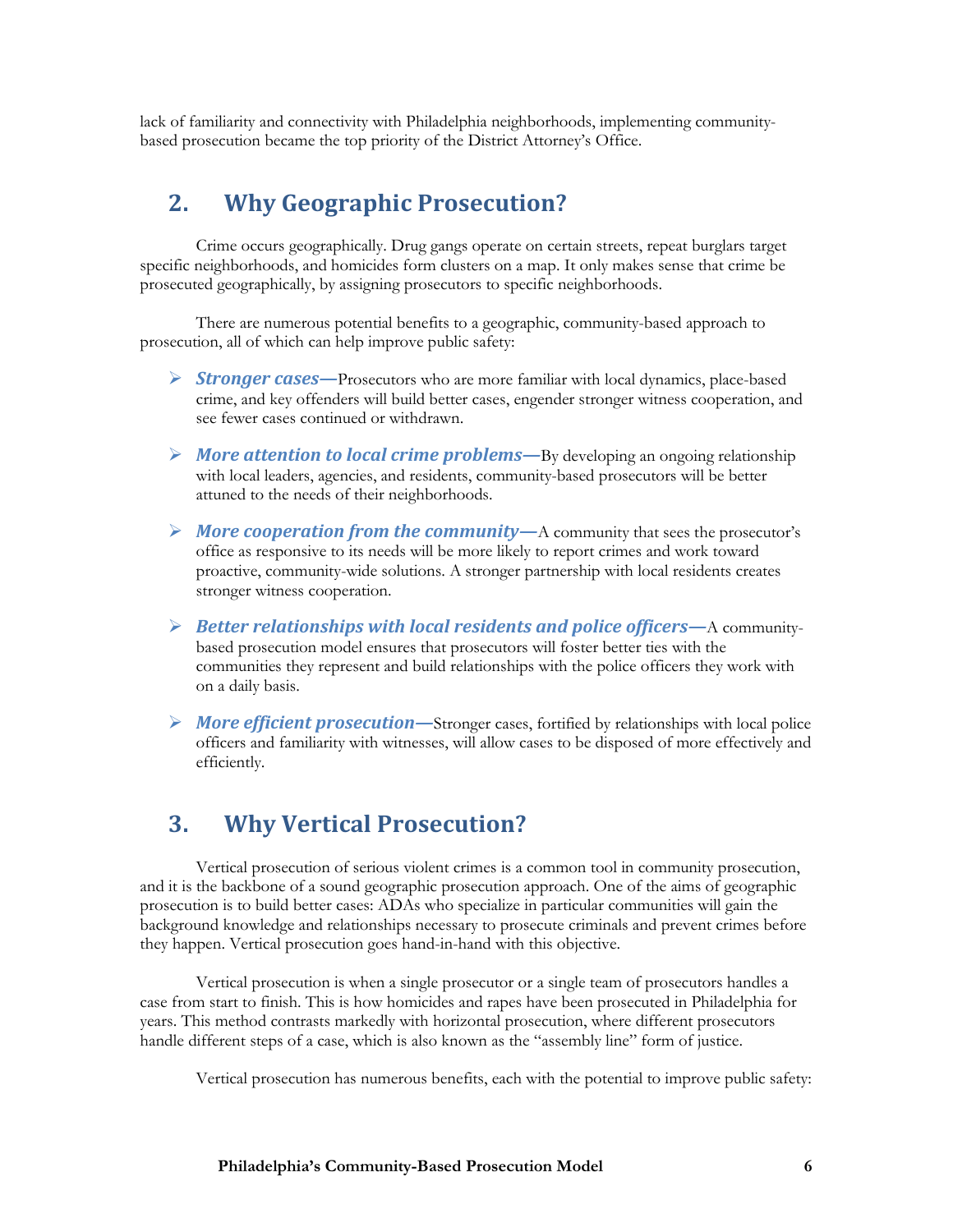lack of familiarity and connectivity with Philadelphia neighborhoods, implementing community-based prosecution became the top priority of the District Attorney's Office.

## 2. Why Geographic Prosecution?

Crime occurs geographically. Drug gangs operate on certain streets, repeat burglars target specific neighborhoods, and homicides form clusters on a map. It only makes sense that crime be prosecuted geographically, by assigning prosecutors to specific neighborhoods.

There are numerous potential benefits to a geographic, community-based approach to prosecution, all of which can help improve public safety:

- ***Stronger cases—*** Prosecutors who are more familiar with local dynamics, place-based crime, and key offenders will build better cases, engender stronger witness cooperation, and see fewer cases continued or withdrawn.
- ***More attention to local crime problems—*** By developing an ongoing relationship with local leaders, agencies, and residents, community-based prosecutors will be better attuned to the needs of their neighborhoods.
- ***More cooperation from the community—*** A community that sees the prosecutor's office as responsive to its needs will be more likely to report crimes and work toward proactive, community-wide solutions. A stronger partnership with local residents creates stronger witness cooperation.
- ***Better relationships with local residents and police officers—*** A community-based prosecution model ensures that prosecutors will foster better ties with the communities they represent and build relationships with the police officers they work with on a daily basis.
- ***More efficient prosecution—*** Stronger cases, fortified by relationships with local police officers and familiarity with witnesses, will allow cases to be disposed of more effectively and efficiently.

## 3. Why Vertical Prosecution?

Vertical prosecution of serious violent crimes is a common tool in community prosecution, and it is the backbone of a sound geographic prosecution approach. One of the aims of geographic prosecution is to build better cases: ADAs who specialize in particular communities will gain the background knowledge and relationships necessary to prosecute criminals and prevent crimes before they happen. Vertical prosecution goes hand-in-hand with this objective.

Vertical prosecution is when a single prosecutor or a single team of prosecutors handles a case from start to finish. This is how homicides and rapes have been prosecuted in Philadelphia for years. This method contrasts markedly with horizontal prosecution, where different prosecutors handle different steps of a case, which is also known as the "assembly line" form of justice.

Vertical prosecution has numerous benefits, each with the potential to improve public safety: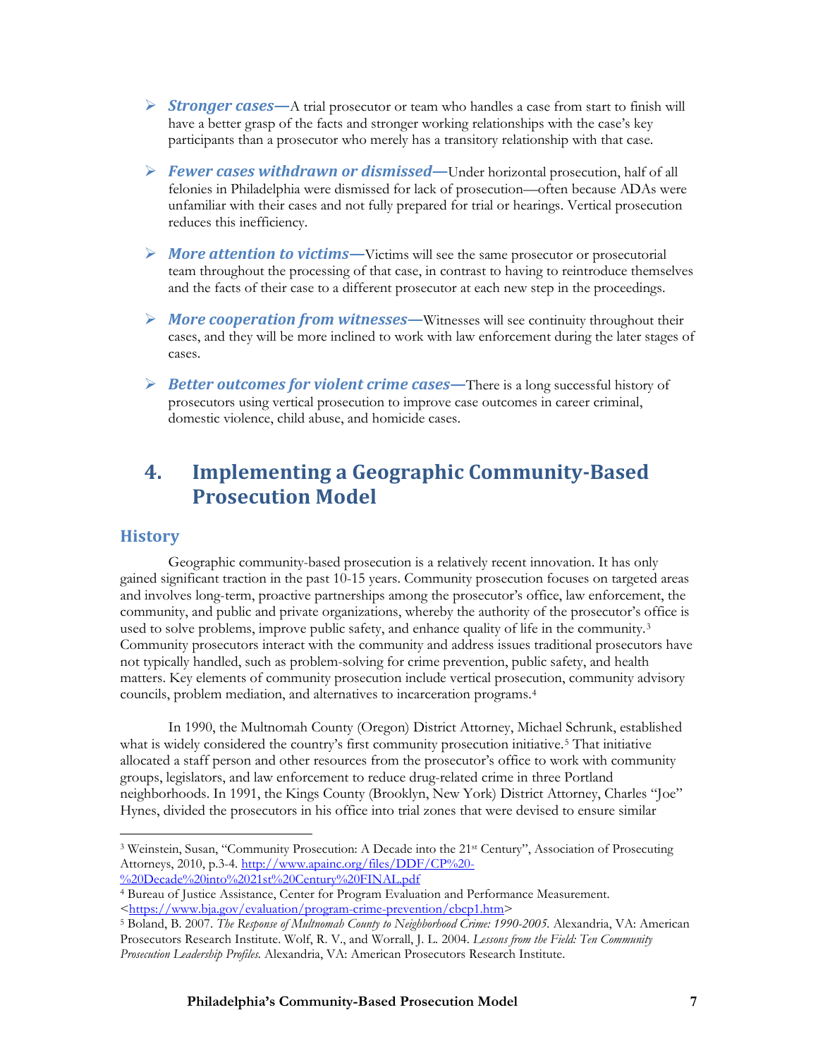- ***Stronger cases—***A trial prosecutor or team who handles a case from start to finish will have a better grasp of the facts and stronger working relationships with the case's key participants than a prosecutor who merely has a transitory relationship with that case.
- ***Fewer cases withdrawn or dismissed—***Under horizontal prosecution, half of all felonies in Philadelphia were dismissed for lack of prosecution—often because ADAs were unfamiliar with their cases and not fully prepared for trial or hearings. Vertical prosecution reduces this inefficiency.
- ***More attention to victims—***Victims will see the same prosecutor or prosecutorial team throughout the processing of that case, in contrast to having to reintroduce themselves and the facts of their case to a different prosecutor at each new step in the proceedings.
- ***More cooperation from witnesses—***Witnesses will see continuity throughout their cases, and they will be more inclined to work with law enforcement during the later stages of cases.
- ***Better outcomes for violent crime cases—***There is a long successful history of prosecutors using vertical prosecution to improve case outcomes in career criminal, domestic violence, child abuse, and homicide cases.

# 4. Implementing a Geographic Community-Based Prosecution Model

## History

Geographic community-based prosecution is a relatively recent innovation. It has only gained significant traction in the past 10-15 years. Community prosecution focuses on targeted areas and involves long-term, proactive partnerships among the prosecutor's office, law enforcement, the community, and public and private organizations, whereby the authority of the prosecutor's office is used to solve problems, improve public safety, and enhance quality of life in the community.[3] Community prosecutors interact with the community and address issues traditional prosecutors have not typically handled, such as problem-solving for crime prevention, public safety, and health matters. Key elements of community prosecution include vertical prosecution, community advisory councils, problem mediation, and alternatives to incarceration programs.[4]

In 1990, the Multnomah County (Oregon) District Attorney, Michael Schrunk, established what is widely considered the country's first community prosecution initiative.[5] That initiative allocated a staff person and other resources from the prosecutor's office to work with community groups, legislators, and law enforcement to reduce drug-related crime in three Portland neighborhoods. In 1991, the Kings County (Brooklyn, New York) District Attorney, Charles "Joe" Hynes, divided the prosecutors in his office into trial zones that were devised to ensure similar

---

[3] Weinstein, Susan, "Community Prosecution: A Decade into the 21st Century", Association of Prosecuting Attorneys, 2010, p.3-4. http://www.apainc.org/files/DDF/CP%20-%20Decade%20into%2021st%20Century%20FINAL.pdf

[4] Bureau of Justice Assistance, Center for Program Evaluation and Performance Measurement. <https://www.bja.gov/evaluation/program-crime-prevention/cbcp1.htm>

[5] Boland, B. 2007. *The Response of Multnomah County to Neighborhood Crime: 1990-2005.* Alexandria, VA: American Prosecutors Research Institute. Wolf, R. V., and Worrall, J. L. 2004. *Lessons from the Field: Ten Community Prosecution Leadership Profiles.* Alexandria, VA: American Prosecutors Research Institute.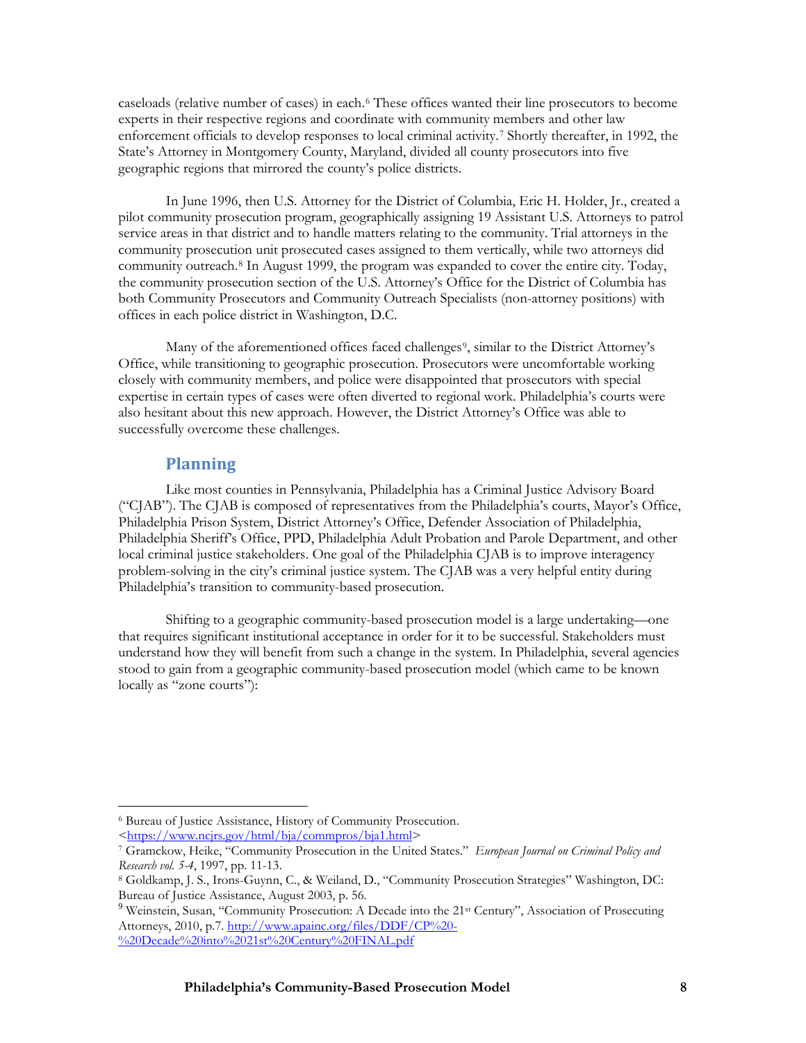caseloads (relative number of cases) in each.[6] These offices wanted their line prosecutors to become experts in their respective regions and coordinate with community members and other law enforcement officials to develop responses to local criminal activity.[7] Shortly thereafter, in 1992, the State's Attorney in Montgomery County, Maryland, divided all county prosecutors into five geographic regions that mirrored the county's police districts.

In June 1996, then U.S. Attorney for the District of Columbia, Eric H. Holder, Jr., created a pilot community prosecution program, geographically assigning 19 Assistant U.S. Attorneys to patrol service areas in that district and to handle matters relating to the community. Trial attorneys in the community prosecution unit prosecuted cases assigned to them vertically, while two attorneys did community outreach.[8] In August 1999, the program was expanded to cover the entire city. Today, the community prosecution section of the U.S. Attorney's Office for the District of Columbia has both Community Prosecutors and Community Outreach Specialists (non-attorney positions) with offices in each police district in Washington, D.C.

Many of the aforementioned offices faced challenges[9], similar to the District Attorney's Office, while transitioning to geographic prosecution. Prosecutors were uncomfortable working closely with community members, and police were disappointed that prosecutors with special expertise in certain types of cases were often diverted to regional work. Philadelphia's courts were also hesitant about this new approach. However, the District Attorney's Office was able to successfully overcome these challenges.

## Planning

Like most counties in Pennsylvania, Philadelphia has a Criminal Justice Advisory Board ("CJAB"). The CJAB is composed of representatives from the Philadelphia's courts, Mayor's Office, Philadelphia Prison System, District Attorney's Office, Defender Association of Philadelphia, Philadelphia Sheriff's Office, PPD, Philadelphia Adult Probation and Parole Department, and other local criminal justice stakeholders. One goal of the Philadelphia CJAB is to improve interagency problem-solving in the city's criminal justice system. The CJAB was a very helpful entity during Philadelphia's transition to community-based prosecution.

Shifting to a geographic community-based prosecution model is a large undertaking—one that requires significant institutional acceptance in order for it to be successful. Stakeholders must understand how they will benefit from such a change in the system. In Philadelphia, several agencies stood to gain from a geographic community-based prosecution model (which came to be known locally as "zone courts"):

---

[6] Bureau of Justice Assistance, History of Community Prosecution. <https://www.ncjrs.gov/html/bja/commpros/bja1.html>

[7] Gramckow, Heike, "Community Prosecution in the United States." *European Journal on Criminal Policy and Research vol. 5-4*, 1997, pp. 11-13.

[8] Goldkamp, J. S., Irons-Guynn, C., & Weiland, D., "Community Prosecution Strategies" Washington, DC: Bureau of Justice Assistance, August 2003, p. 56.

[9] Weinstein, Susan, "Community Prosecution: A Decade into the 21st Century", Association of Prosecuting Attorneys, 2010, p.7. http://www.apainc.org/files/DDF/CP%20-%20Decade%20into%2021st%20Century%20FINAL.pdf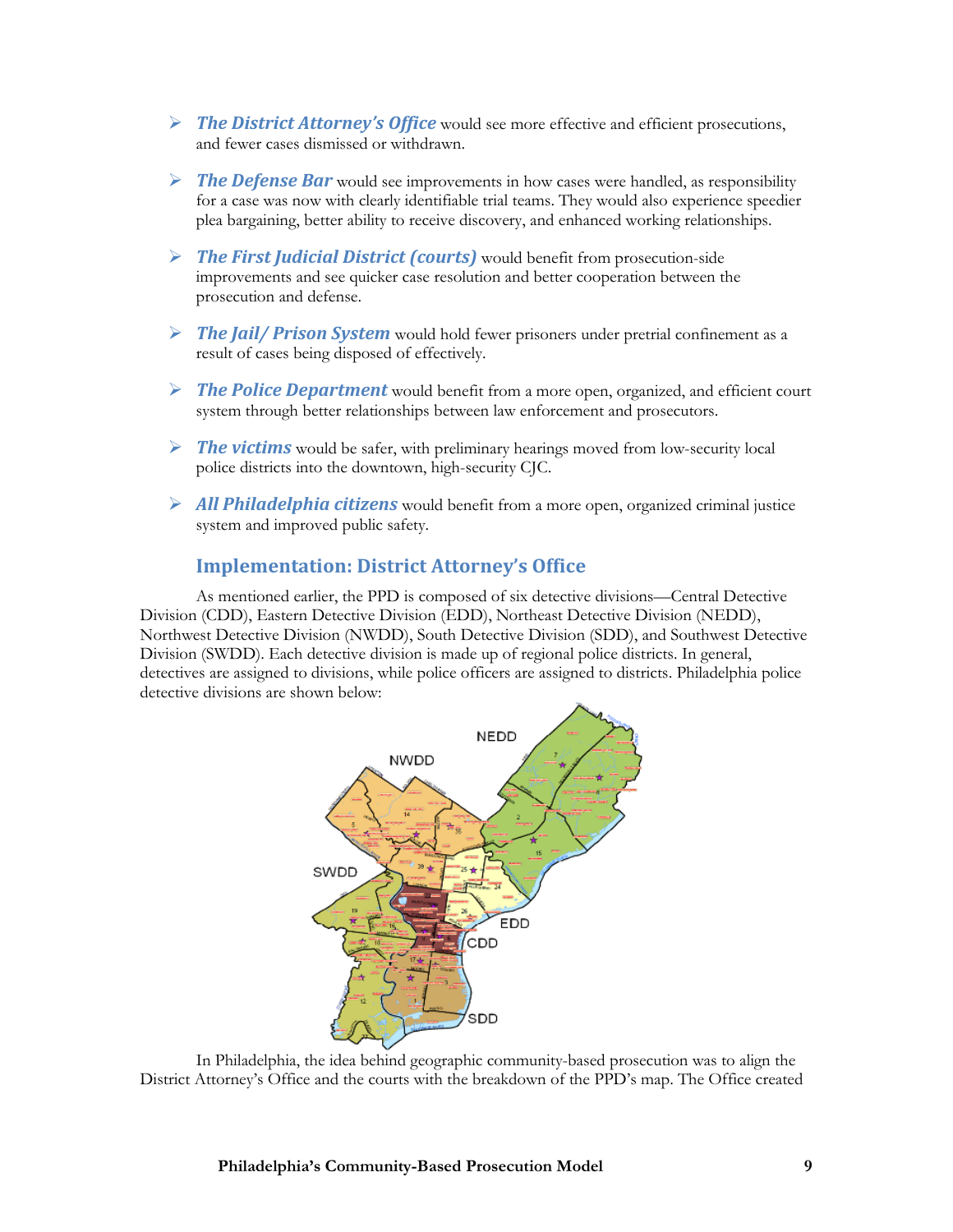- ***The District Attorney's Office*** would see more effective and efficient prosecutions, and fewer cases dismissed or withdrawn.

- ***The Defense Bar*** would see improvements in how cases were handled, as responsibility for a case was now with clearly identifiable trial teams. They would also experience speedier plea bargaining, better ability to receive discovery, and enhanced working relationships.

- ***The First Judicial District (courts)*** would benefit from prosecution-side improvements and see quicker case resolution and better cooperation between the prosecution and defense.

- ***The Jail/ Prison System*** would hold fewer prisoners under pretrial confinement as a result of cases being disposed of effectively.

- ***The Police Department*** would benefit from a more open, organized, and efficient court system through better relationships between law enforcement and prosecutors.

- ***The victims*** would be safer, with preliminary hearings moved from low-security local police districts into the downtown, high-security CJC.

- ***All Philadelphia citizens*** would benefit from a more open, organized criminal justice system and improved public safety.

## Implementation: District Attorney's Office

As mentioned earlier, the PPD is composed of six detective divisions—Central Detective Division (CDD), Eastern Detective Division (EDD), Northeast Detective Division (NEDD), Northwest Detective Division (NWDD), South Detective Division (SDD), and Southwest Detective Division (SWDD). Each detective division is made up of regional police districts. In general, detectives are assigned to divisions, while police officers are assigned to districts. Philadelphia police detective divisions are shown below:

In Philadelphia, the idea behind geographic community-based prosecution was to align the District Attorney's Office and the courts with the breakdown of the PPD's map. The Office created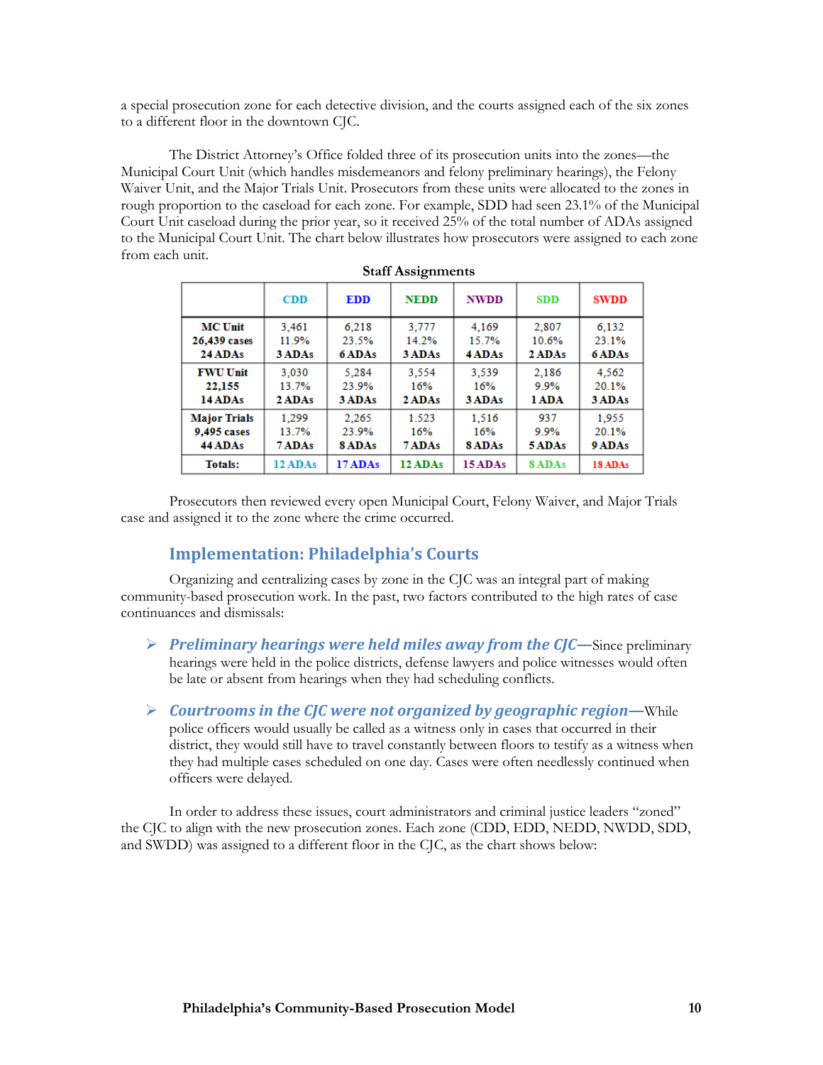a special prosecution zone for each detective division, and the courts assigned each of the six zones to a different floor in the downtown CJC.

The District Attorney's Office folded three of its prosecution units into the zones—the Municipal Court Unit (which handles misdemeanors and felony preliminary hearings), the Felony Waiver Unit, and the Major Trials Unit. Prosecutors from these units were allocated to the zones in rough proportion to the caseload for each zone. For example, SDD had seen 23.1% of the Municipal Court Unit caseload during the prior year, so it received 25% of the total number of ADAs assigned to the Municipal Court Unit. The chart below illustrates how prosecutors were assigned to each zone from each unit.

**Staff Assignments**

| | CDD | EDD | NEDD | NWDD | SDD | SWDD |
|---|---|---|---|---|---|---|
| **MC Unit**<br>**26,439 cases**<br>**24 ADAs** | 3,461<br>11.9%<br>**3 ADAs** | 6,218<br>23.5%<br>**6 ADAs** | 3,777<br>14.2%<br>**3 ADAs** | 4,169<br>15.7%<br>**4 ADAs** | 2,807<br>10.6%<br>**2 ADAs** | 6,132<br>23.1%<br>**6 ADAs** |
| **FWU Unit**<br>**22,155**<br>**14 ADAs** | 3,030<br>13.7%<br>**2 ADAs** | 5,284<br>23.9%<br>**3 ADAs** | 3,554<br>16%<br>**2 ADAs** | 3,539<br>16%<br>**3 ADAs** | 2,186<br>9.9%<br>**1 ADA** | 4,562<br>20.1%<br>**3 ADAs** |
| **Major Trials**<br>**9,495 cases**<br>**44 ADAs** | 1,299<br>13.7%<br>**7 ADAs** | 2,265<br>23.9%<br>**8 ADAs** | 1.523<br>16%<br>**7 ADAs** | 1,516<br>16%<br>**8 ADAs** | 937<br>9.9%<br>**5 ADAs** | 1,955<br>20.1%<br>**9 ADAs** |
| **Totals:** | 12 ADAs | 17 ADAs | 12 ADAs | 15 ADAs | 8 ADAs | 18 ADAs |

Prosecutors then reviewed every open Municipal Court, Felony Waiver, and Major Trials case and assigned it to the zone where the crime occurred.

## Implementation: Philadelphia's Courts

Organizing and centralizing cases by zone in the CJC was an integral part of making community-based prosecution work. In the past, two factors contributed to the high rates of case continuances and dismissals:

- ***Preliminary hearings were held miles away from the CJC***—Since preliminary hearings were held in the police districts, defense lawyers and police witnesses would often be late or absent from hearings when they had scheduling conflicts.
- ***Courtrooms in the CJC were not organized by geographic region***—While police officers would usually be called as a witness only in cases that occurred in their district, they would still have to travel constantly between floors to testify as a witness when they had multiple cases scheduled on one day. Cases were often needlessly continued when officers were delayed.

In order to address these issues, court administrators and criminal justice leaders "zoned" the CJC to align with the new prosecution zones. Each zone (CDD, EDD, NEDD, NWDD, SDD, and SWDD) was assigned to a different floor in the CJC, as the chart shows below: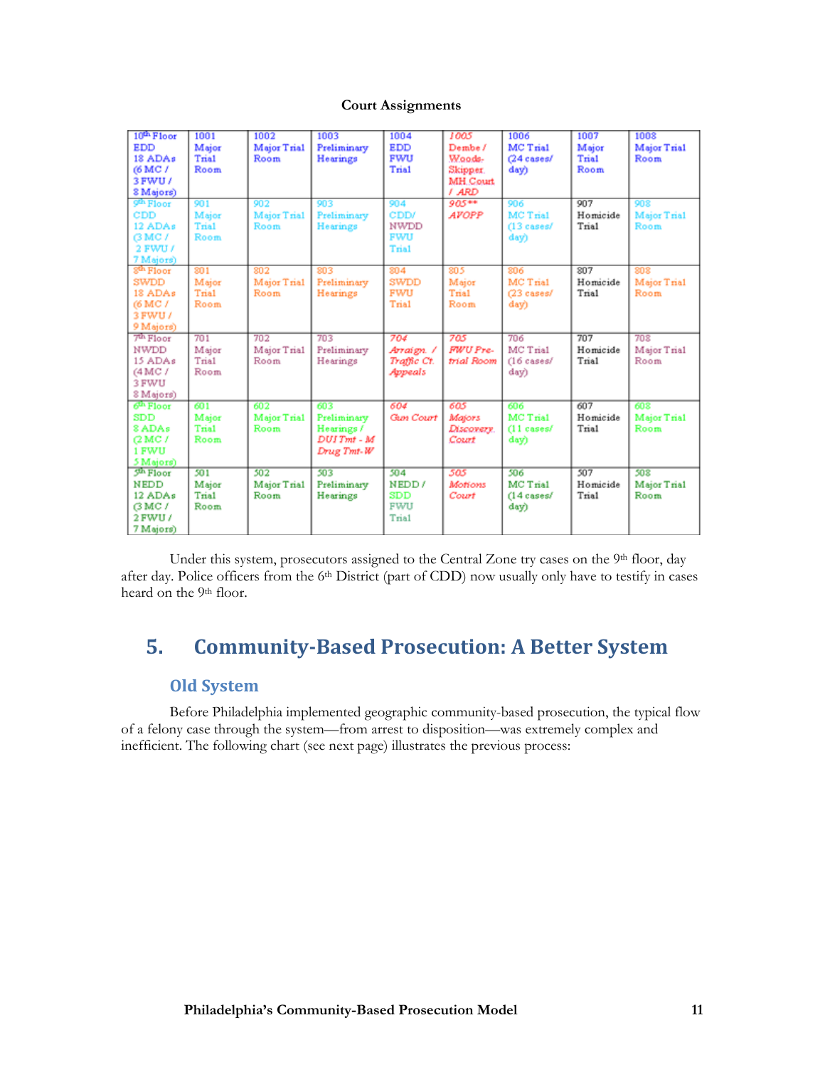**Court Assignments**

| 10th Floor EDD 18 ADAs (6 MC / 3 FWU / 8 Majors) | 1001 Major Trial Room | 1002 Major Trial Room | 1003 Preliminary Hearings | 1004 EDD FWU Trial | 1005 Dembe / Woods-Skipper. MH Court / ARD | 1006 MC Trial (24 cases/ day) | 1007 Major Trial Room | 1008 Major Trial Room |
|---|---|---|---|---|---|---|---|---|
| 9th Floor CDD 12 ADAs (3 MC / 2 FWU / 7 Majors) | 901 Major Trial Room | 902 Major Trial Room | 903 Preliminary Hearings | 904 CDD/ NWDD FWU Trial | 905** AVOPP | 906 MC Trial (13 cases/ day) | 907 Homicide Trial | 908 Major Trial Room |
| 8th Floor SWDD 18 ADAs (6 MC / 3 FWU / 9 Majors) | 801 Major Trial Room | 802 Major Trial Room | 803 Preliminary Hearings | 804 SWDD FWU Trial | 805 Major Trial Room | 806 MC Trial (23 cases/ day) | 807 Homicide Trial | 808 Major Trial Room |
| 7th Floor NWDD 15 ADAs (4 MC / 3 FWU 8 Majors) | 701 Major Trial Room | 702 Major Trial Room | 703 Preliminary Hearings | 704 Arraign. / Traffic Ct. Appeals | 705 FWU Pre-trial Room | 706 MC Trial (16 cases/ day) | 707 Homicide Trial | 708 Major Trial Room |
| 6th Floor SDD 8 ADAs (2 MC / 1 FWU 5 Majors) | 601 Major Trial Room | 602 Major Trial Room | 603 Preliminary Hearings / DUI Tmt - M Drug Tmt-W | 604 Gun Court | 605 Majors Discovery Court | 606 MC Trial (11 cases/ day) | 607 Homicide Trial | 608 Major Trial Room |
| 5th Floor NEDD 12 ADAs (3 MC / 2 FWU / 7 Majors) | 501 Major Trial Room | 502 Major Trial Room | 503 Preliminary Hearings | 504 NEDD / SDD FWU Trial | 505 Motions Court | 506 MC Trial (14 cases/ day) | 507 Homicide Trial | 508 Major Trial Room |

Under this system, prosecutors assigned to the Central Zone try cases on the 9th floor, day after day. Police officers from the 6th District (part of CDD) now usually only have to testify in cases heard on the 9th floor.

## 5. Community-Based Prosecution: A Better System

### Old System

Before Philadelphia implemented geographic community-based prosecution, the typical flow of a felony case through the system—from arrest to disposition—was extremely complex and inefficient. The following chart (see next page) illustrates the previous process: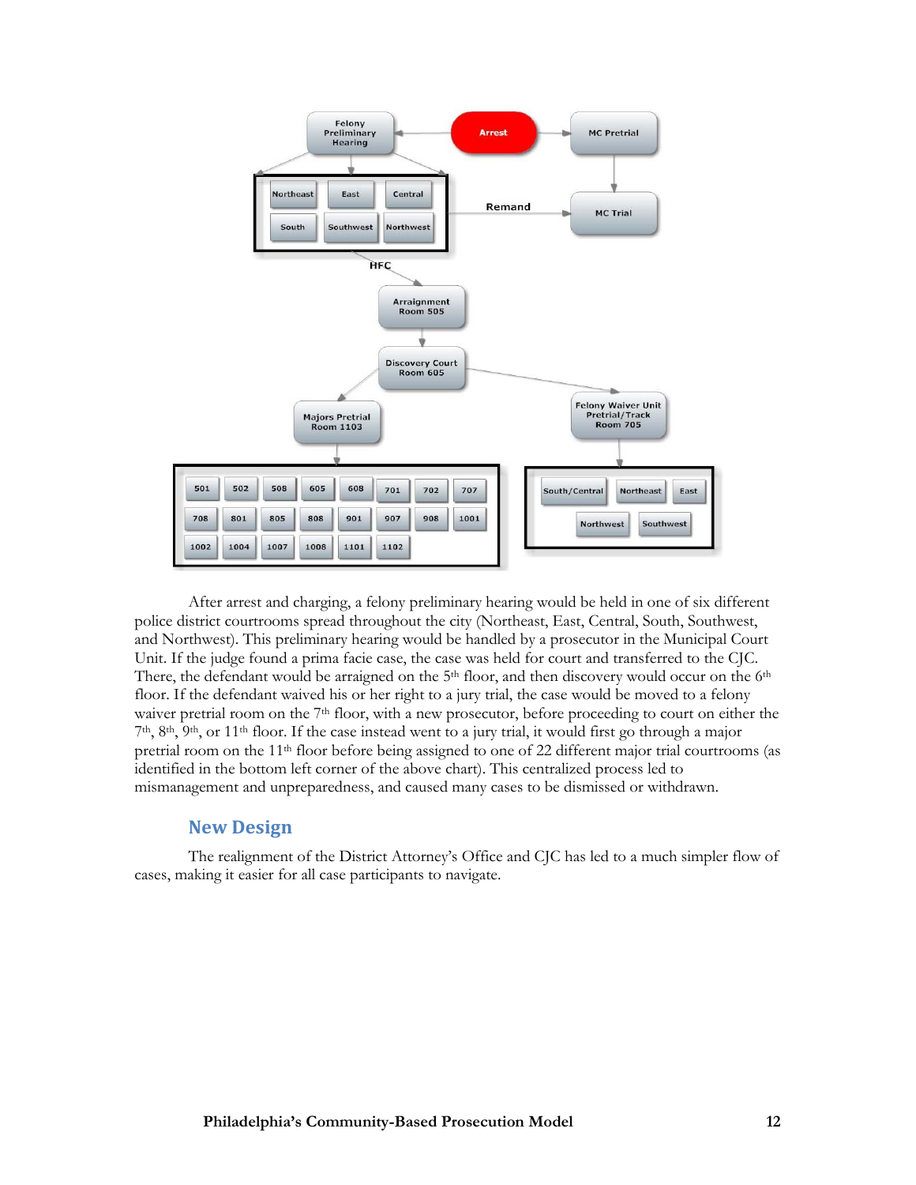Felony Preliminary Hearing ← Arrest → MC Pretrial → MC Trial

| Northeast | East | Central |
|---|---|---|
| South | Southwest | Northwest |

Remand → MC Trial

HFC → Arraignment Room 505 → Discovery Court Room 605 → Majors Pretrial Room 1103 / Felony Waiver Unit Pretrial/Track Room 705

Majors Pretrial Room 1103:

| 501 | 502 | 508 | 605 | 608 | 701 | 702 | 707 |
|---|---|---|---|---|---|---|---|
| 708 | 801 | 805 | 808 | 901 | 907 | 908 | 1001 |
| 1002 | 1004 | 1007 | 1008 | 1101 | 1102 | | |

Felony Waiver Unit Pretrial/Track Room 705:

| South/Central | Northeast | East |
|---|---|---|
| Northwest | Southwest | |

After arrest and charging, a felony preliminary hearing would be held in one of six different police district courtrooms spread throughout the city (Northeast, East, Central, South, Southwest, and Northwest). This preliminary hearing would be handled by a prosecutor in the Municipal Court Unit. If the judge found a prima facie case, the case was held for court and transferred to the CJC. There, the defendant would be arraigned on the 5th floor, and then discovery would occur on the 6th floor. If the defendant waived his or her right to a jury trial, the case would be moved to a felony waiver pretrial room on the 7th floor, with a new prosecutor, before proceeding to court on either the 7th, 8th, 9th, or 11th floor. If the case instead went to a jury trial, it would first go through a major pretrial room on the 11th floor before being assigned to one of 22 different major trial courtrooms (as identified in the bottom left corner of the above chart). This centralized process led to mismanagement and unpreparedness, and caused many cases to be dismissed or withdrawn.

## New Design

The realignment of the District Attorney's Office and CJC has led to a much simpler flow of cases, making it easier for all case participants to navigate.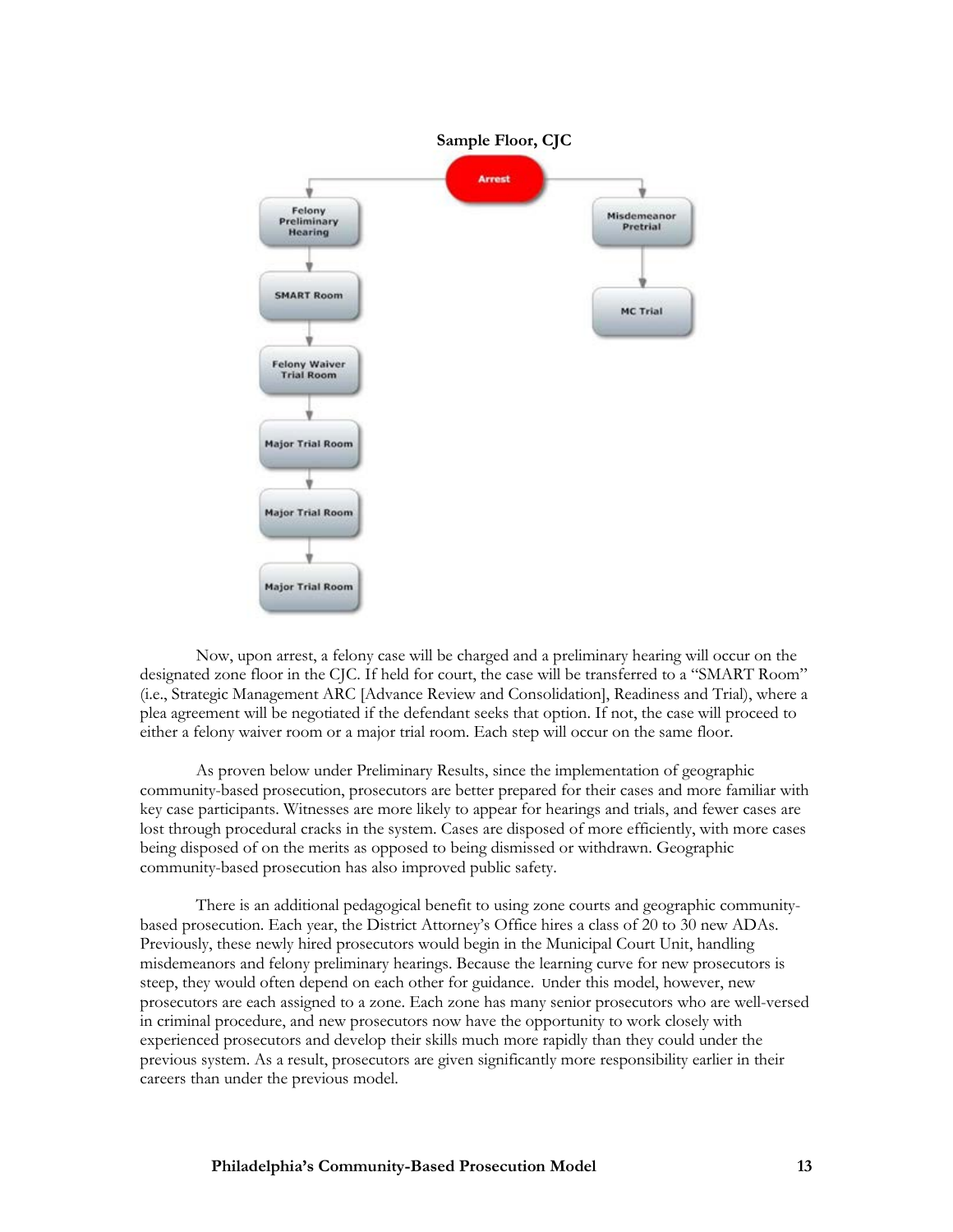**Sample Floor, CJC**

Arrest

Felony Preliminary Hearing → SMART Room → Felony Waiver Trial Room → Major Trial Room → Major Trial Room → Major Trial Room

Misdemeanor Pretrial → MC Trial

Now, upon arrest, a felony case will be charged and a preliminary hearing will occur on the designated zone floor in the CJC. If held for court, the case will be transferred to a "SMART Room" (i.e., Strategic Management ARC [Advance Review and Consolidation], Readiness and Trial), where a plea agreement will be negotiated if the defendant seeks that option. If not, the case will proceed to either a felony waiver room or a major trial room. Each step will occur on the same floor.

As proven below under Preliminary Results, since the implementation of geographic community-based prosecution, prosecutors are better prepared for their cases and more familiar with key case participants. Witnesses are more likely to appear for hearings and trials, and fewer cases are lost through procedural cracks in the system. Cases are disposed of more efficiently, with more cases being disposed of on the merits as opposed to being dismissed or withdrawn. Geographic community-based prosecution has also improved public safety.

There is an additional pedagogical benefit to using zone courts and geographic community-based prosecution. Each year, the District Attorney's Office hires a class of 20 to 30 new ADAs. Previously, these newly hired prosecutors would begin in the Municipal Court Unit, handling misdemeanors and felony preliminary hearings. Because the learning curve for new prosecutors is steep, they would often depend on each other for guidance. Under this model, however, new prosecutors are each assigned to a zone. Each zone has many senior prosecutors who are well-versed in criminal procedure, and new prosecutors now have the opportunity to work closely with experienced prosecutors and develop their skills much more rapidly than they could under the previous system. As a result, prosecutors are given significantly more responsibility earlier in their careers than under the previous model.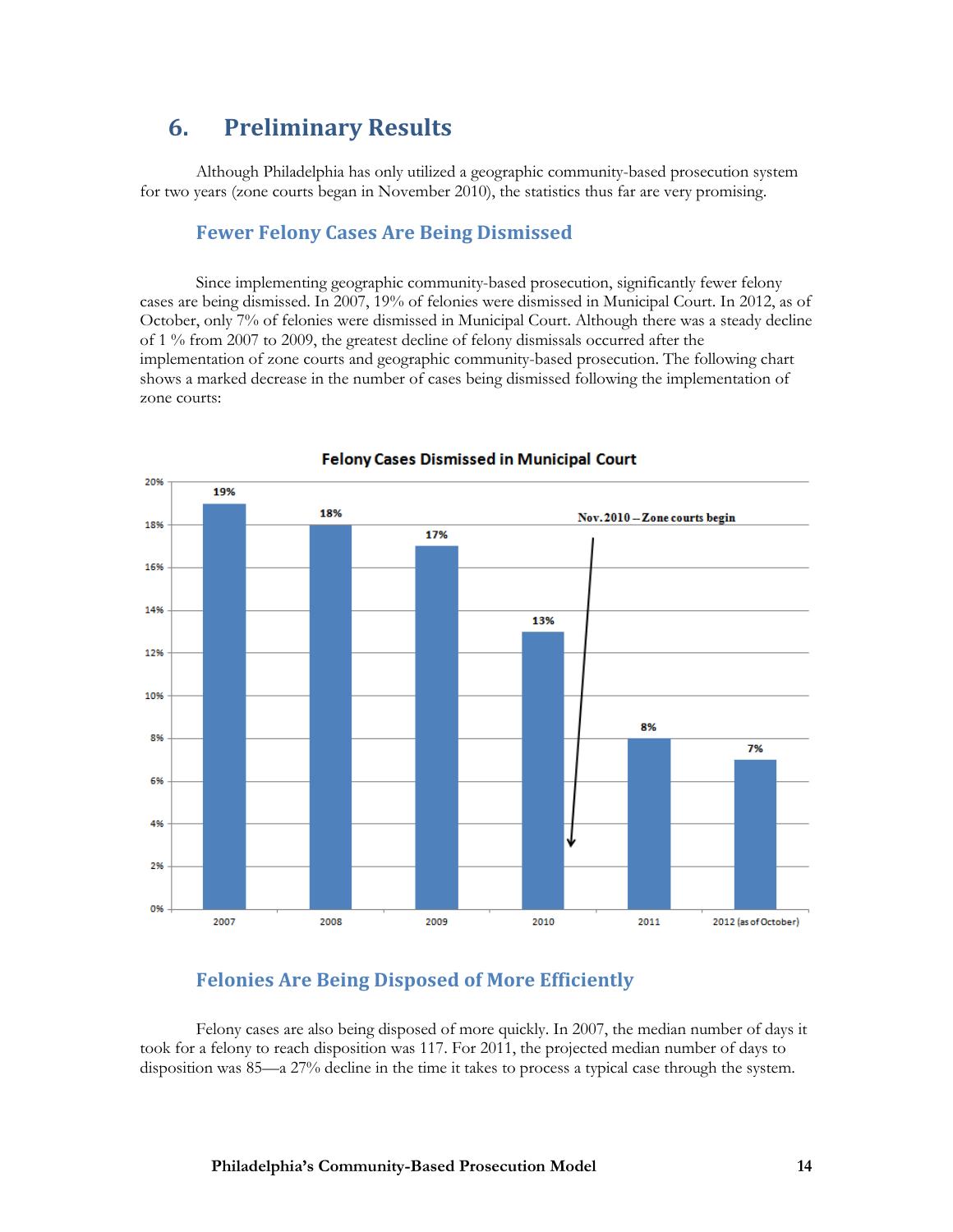# 6. Preliminary Results

Although Philadelphia has only utilized a geographic community-based prosecution system for two years (zone courts began in November 2010), the statistics thus far are very promising.

## Fewer Felony Cases Are Being Dismissed

Since implementing geographic community-based prosecution, significantly fewer felony cases are being dismissed. In 2007, 19% of felonies were dismissed in Municipal Court. In 2012, as of October, only 7% of felonies were dismissed in Municipal Court. Although there was a steady decline of 1 % from 2007 to 2009, the greatest decline of felony dismissals occurred after the implementation of zone courts and geographic community-based prosecution. The following chart shows a marked decrease in the number of cases being dismissed following the implementation of zone courts:

**Felony Cases Dismissed in Municipal Court**

| Year | Felony Cases Dismissed |
|---|---|
| 2007 | 19% |
| 2008 | 18% |
| 2009 | 17% |
| 2010 | 13% |
| 2011 | 8% |
| 2012 (as of October) | 7% |

Nov. 2010 – Zone courts begin

## Felonies Are Being Disposed of More Efficiently

Felony cases are also being disposed of more quickly. In 2007, the median number of days it took for a felony to reach disposition was 117. For 2011, the projected median number of days to disposition was 85—a 27% decline in the time it takes to process a typical case through the system.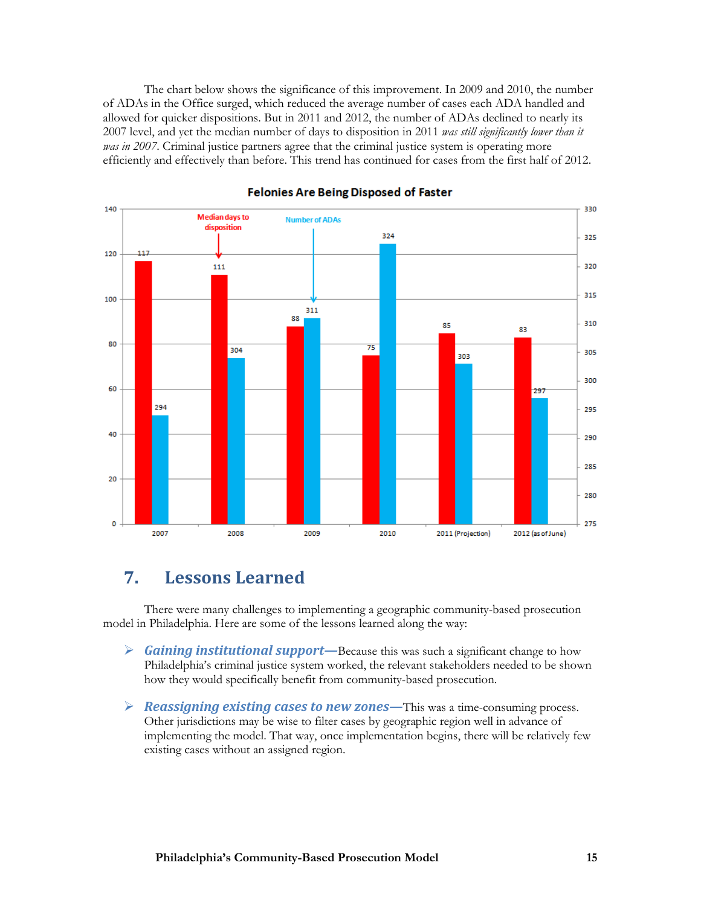The chart below shows the significance of this improvement. In 2009 and 2010, the number of ADAs in the Office surged, which reduced the average number of cases each ADA handled and allowed for quicker dispositions. But in 2011 and 2012, the number of ADAs declined to nearly its 2007 level, and yet the median number of days to disposition in 2011 *was still significantly lower than it was in 2007*. Criminal justice partners agree that the criminal justice system is operating more efficiently and effectively than before. This trend has continued for cases from the first half of 2012.

**Felonies Are Being Disposed of Faster**

| Year | Median days to disposition | Number of ADAs |
|---|---|---|
| 2007 | 117 | 294 |
| 2008 | 111 | 304 |
| 2009 | 88 | 311 |
| 2010 | 75 | 324 |
| 2011 (Projection) | 85 | 303 |
| 2012 (as of June) | 83 | 297 |

## 7. Lessons Learned

There were many challenges to implementing a geographic community-based prosecution model in Philadelphia. Here are some of the lessons learned along the way:

- ***Gaining institutional support*****—**Because this was such a significant change to how Philadelphia's criminal justice system worked, the relevant stakeholders needed to be shown how they would specifically benefit from community-based prosecution.

- ***Reassigning existing cases to new zones*****—**This was a time-consuming process. Other jurisdictions may be wise to filter cases by geographic region well in advance of implementing the model. That way, once implementation begins, there will be relatively few existing cases without an assigned region.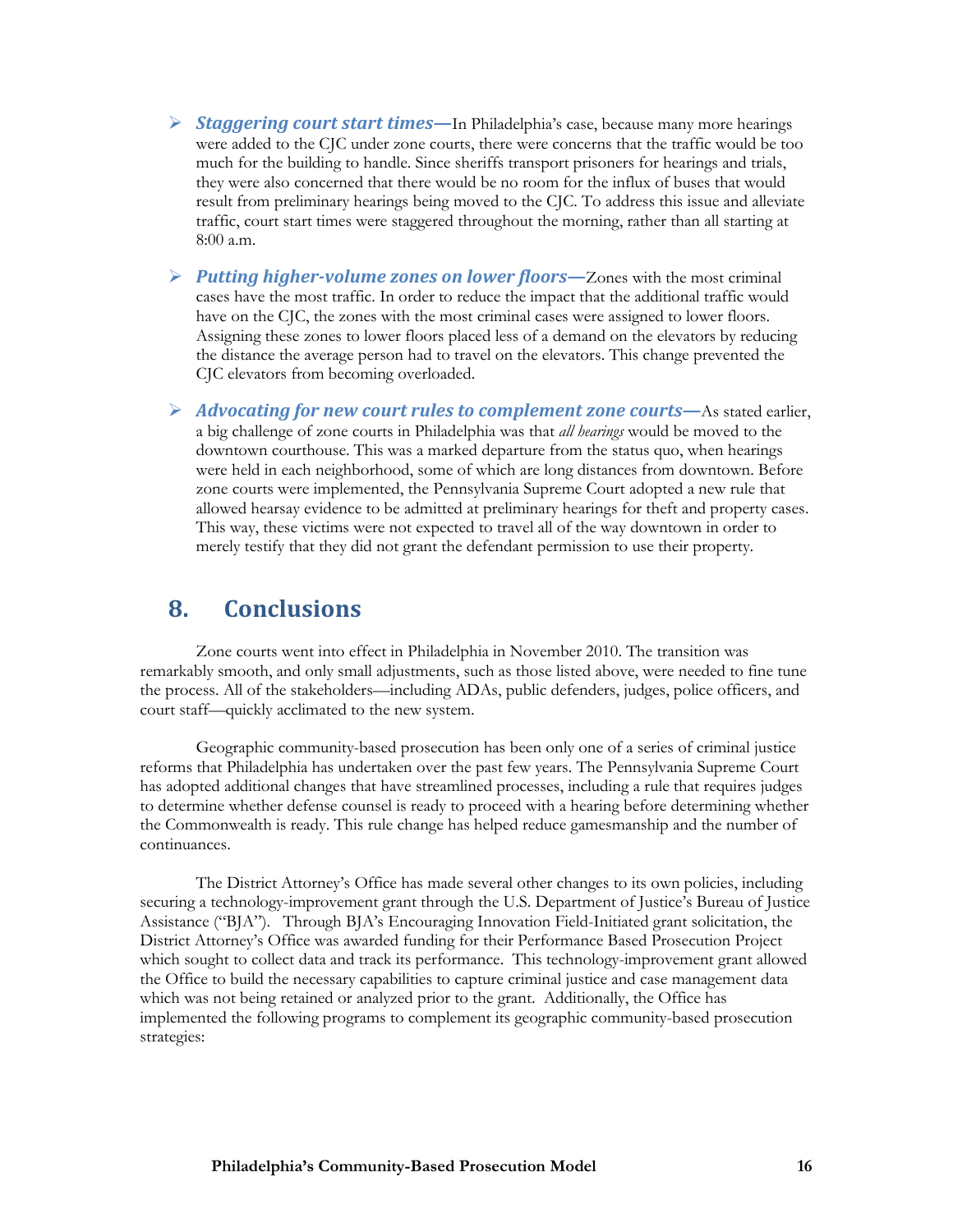- ***Staggering court start times***—In Philadelphia's case, because many more hearings were added to the CJC under zone courts, there were concerns that the traffic would be too much for the building to handle. Since sheriffs transport prisoners for hearings and trials, they were also concerned that there would be no room for the influx of buses that would result from preliminary hearings being moved to the CJC. To address this issue and alleviate traffic, court start times were staggered throughout the morning, rather than all starting at 8:00 a.m.

- ***Putting higher-volume zones on lower floors***—Zones with the most criminal cases have the most traffic. In order to reduce the impact that the additional traffic would have on the CJC, the zones with the most criminal cases were assigned to lower floors. Assigning these zones to lower floors placed less of a demand on the elevators by reducing the distance the average person had to travel on the elevators. This change prevented the CJC elevators from becoming overloaded.

- ***Advocating for new court rules to complement zone courts***—As stated earlier, a big challenge of zone courts in Philadelphia was that *all hearings* would be moved to the downtown courthouse. This was a marked departure from the status quo, when hearings were held in each neighborhood, some of which are long distances from downtown. Before zone courts were implemented, the Pennsylvania Supreme Court adopted a new rule that allowed hearsay evidence to be admitted at preliminary hearings for theft and property cases. This way, these victims were not expected to travel all of the way downtown in order to merely testify that they did not grant the defendant permission to use their property.

## 8. Conclusions

Zone courts went into effect in Philadelphia in November 2010. The transition was remarkably smooth, and only small adjustments, such as those listed above, were needed to fine tune the process. All of the stakeholders—including ADAs, public defenders, judges, police officers, and court staff—quickly acclimated to the new system.

Geographic community-based prosecution has been only one of a series of criminal justice reforms that Philadelphia has undertaken over the past few years. The Pennsylvania Supreme Court has adopted additional changes that have streamlined processes, including a rule that requires judges to determine whether defense counsel is ready to proceed with a hearing before determining whether the Commonwealth is ready. This rule change has helped reduce gamesmanship and the number of continuances.

The District Attorney's Office has made several other changes to its own policies, including securing a technology-improvement grant through the U.S. Department of Justice's Bureau of Justice Assistance ("BJA"). Through BJA's Encouraging Innovation Field-Initiated grant solicitation, the District Attorney's Office was awarded funding for their Performance Based Prosecution Project which sought to collect data and track its performance. This technology-improvement grant allowed the Office to build the necessary capabilities to capture criminal justice and case management data which was not being retained or analyzed prior to the grant. Additionally, the Office has implemented the following programs to complement its geographic community-based prosecution strategies: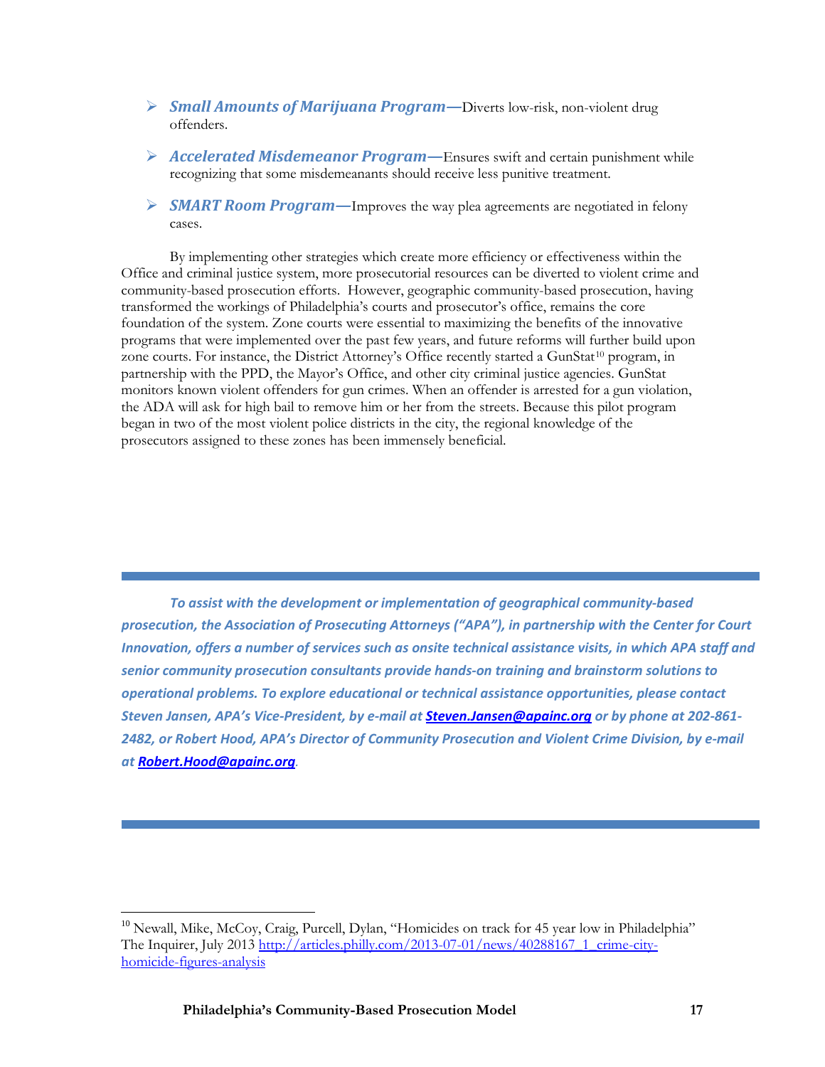- ***Small Amounts of Marijuana Program—***Diverts low-risk, non-violent drug offenders.

- ***Accelerated Misdemeanor Program—***Ensures swift and certain punishment while recognizing that some misdemeanants should receive less punitive treatment.

- ***SMART Room Program—***Improves the way plea agreements are negotiated in felony cases.

By implementing other strategies which create more efficiency or effectiveness within the Office and criminal justice system, more prosecutorial resources can be diverted to violent crime and community-based prosecution efforts. However, geographic community-based prosecution, having transformed the workings of Philadelphia's courts and prosecutor's office, remains the core foundation of the system. Zone courts were essential to maximizing the benefits of the innovative programs that were implemented over the past few years, and future reforms will further build upon zone courts. For instance, the District Attorney's Office recently started a GunStat[10] program, in partnership with the PPD, the Mayor's Office, and other city criminal justice agencies. GunStat monitors known violent offenders for gun crimes. When an offender is arrested for a gun violation, the ADA will ask for high bail to remove him or her from the streets. Because this pilot program began in two of the most violent police districts in the city, the regional knowledge of the prosecutors assigned to these zones has been immensely beneficial.

---

***To assist with the development or implementation of geographical community-based prosecution, the Association of Prosecuting Attorneys ("APA"), in partnership with the Center for Court Innovation, offers a number of services such as onsite technical assistance visits, in which APA staff and senior community prosecution consultants provide hands-on training and brainstorm solutions to operational problems. To explore educational or technical assistance opportunities, please contact Steven Jansen, APA's Vice-President, by e-mail at [Steven.Jansen@apainc.org](mailto:Steven.Jansen@apainc.org) or by phone at 202-861-2482, or Robert Hood, APA's Director of Community Prosecution and Violent Crime Division, by e-mail at [Robert.Hood@apainc.org](mailto:Robert.Hood@apainc.org).***

---

[10] Newall, Mike, McCoy, Craig, Purcell, Dylan, "Homicides on track for 45 year low in Philadelphia" The Inquirer, July 2013 [http://articles.philly.com/2013-07-01/news/40288167_1_crime-city-homicide-figures-analysis](http://articles.philly.com/2013-07-01/news/40288167_1_crime-city-homicide-figures-analysis)